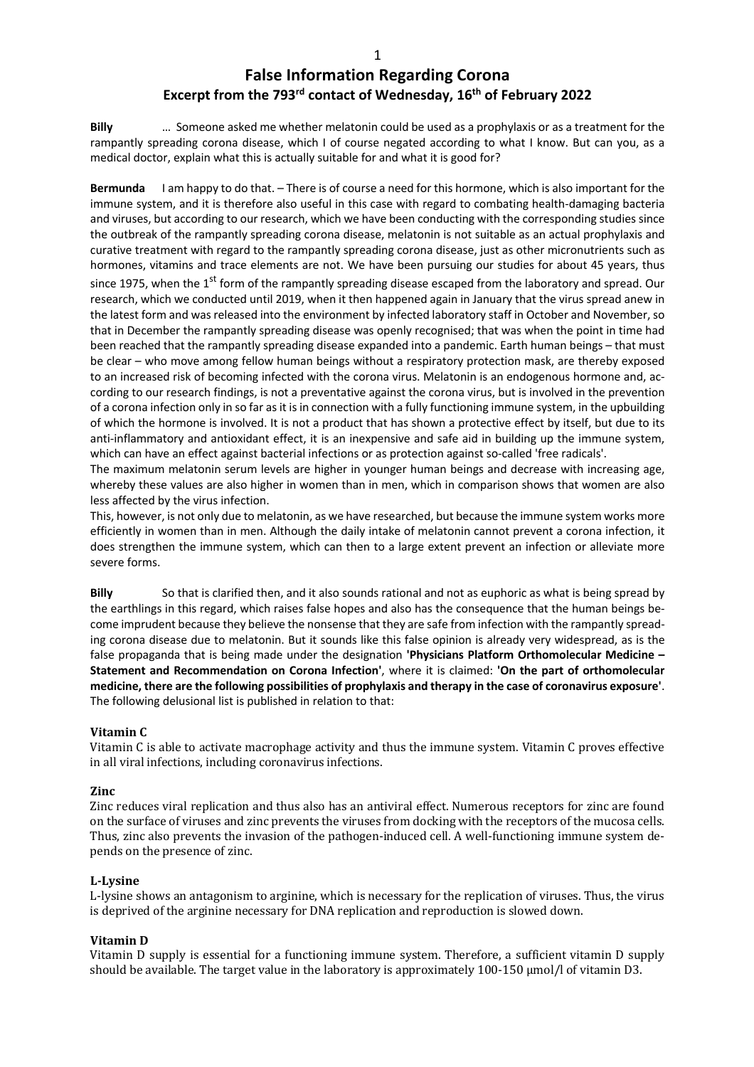# False Information Regarding Corona

## Excerpt from the 793rd contact of Wednesday, 16th of February 2022

**Billy** … Someone asked me whether melatonin could be used as a prophylaxis or as a treatment for the rampantly spreading corona disease, which I of course negated according to what I know. But can you, as a medical doctor, explain what this is actually suitable for and what it is good for?

**Bermunda** I am happy to do that. – There is of course a need for this hormone, which is also important for the immune system, and it is therefore also useful in this case with regard to combating health-damaging bacteria and viruses, but according to our research, which we have been conducting with the corresponding studies since the outbreak of the rampantly spreading corona disease, melatonin is not suitable as an actual prophylaxis and curative treatment with regard to the rampantly spreading corona disease, just as other micronutrients such as hormones, vitamins and trace elements are not. We have been pursuing our studies for about 45 years, thus since 1975, when the 1st form of the rampantly spreading disease escaped from the laboratory and spread. Our research, which we conducted until 2019, when it then happened again in January that the virus spread anew in the latest form and was released into the environment by infected laboratory staff in October and November, so that in December the rampantly spreading disease was openly recognised; that was when the point in time had been reached that the rampantly spreading disease expanded into a pandemic. Earth human beings – that must be clear – who move among fellow human beings without a respiratory protection mask, are thereby exposed to an increased risk of becoming infected with the corona virus. Melatonin is an endogenous hormone and, according to our research findings, is not a preventative against the corona virus, but is involved in the prevention of a corona infection only in so far as it is in connection with a fully functioning immune system, in the upbuilding of which the hormone is involved. It is not a product that has shown a protective effect by itself, but due to its anti-inflammatory and antioxidant effect, it is an inexpensive and safe aid in building up the immune system, which can have an effect against bacterial infections or as protection against so-called 'free radicals'.

The maximum melatonin serum levels are higher in younger human beings and decrease with increasing age, whereby these values are also higher in women than in men, which in comparison shows that women are also less affected by the virus infection.

This, however, is not only due to melatonin, as we have researched, but because the immune system works more efficiently in women than in men. Although the daily intake of melatonin cannot prevent a corona infection, it does strengthen the immune system, which can then to a large extent prevent an infection or alleviate more severe forms.

**Billy** So that is clarified then, and it also sounds rational and not as euphoric as what is being spread by the earthlings in this regard, which raises false hopes and also has the consequence that the human beings become imprudent because they believe the nonsense that they are safe from infection with the rampantly spreading corona disease due to melatonin. But it sounds like this false opinion is already very widespread, as is the false propaganda that is being made under the designation **'Physicians Platform Orthomolecular Medicine – Statement and Recommendation on Corona Infection'**, where it is claimed: **'On the part of orthomolecular medicine, there are the following possibilities of prophylaxis and therapy in the case of coronavirus exposure'**. The following delusional list is published in relation to that:

**Vitamin C**

Vitamin C is able to activate macrophage activity and thus the immune system. Vitamin C proves effective in all viral infections, including coronavirus infections.

**Zinc**

Zinc reduces viral replication and thus also has an antiviral effect. Numerous receptors for zinc are found on the surface of viruses and zinc prevents the viruses from docking with the receptors of the mucosa cells. Thus, zinc also prevents the invasion of the pathogen-induced cell. A well-functioning immune system depends on the presence of zinc.

**L-Lysine**

L-lysine shows an antagonism to arginine, which is necessary for the replication of viruses. Thus, the virus is deprived of the arginine necessary for DNA replication and reproduction is slowed down.

**Vitamin D**

Vitamin D supply is essential for a functioning immune system. Therefore, a sufficient vitamin D supply should be available. The target value in the laboratory is approximately 100-150 µmol/l of vitamin D3.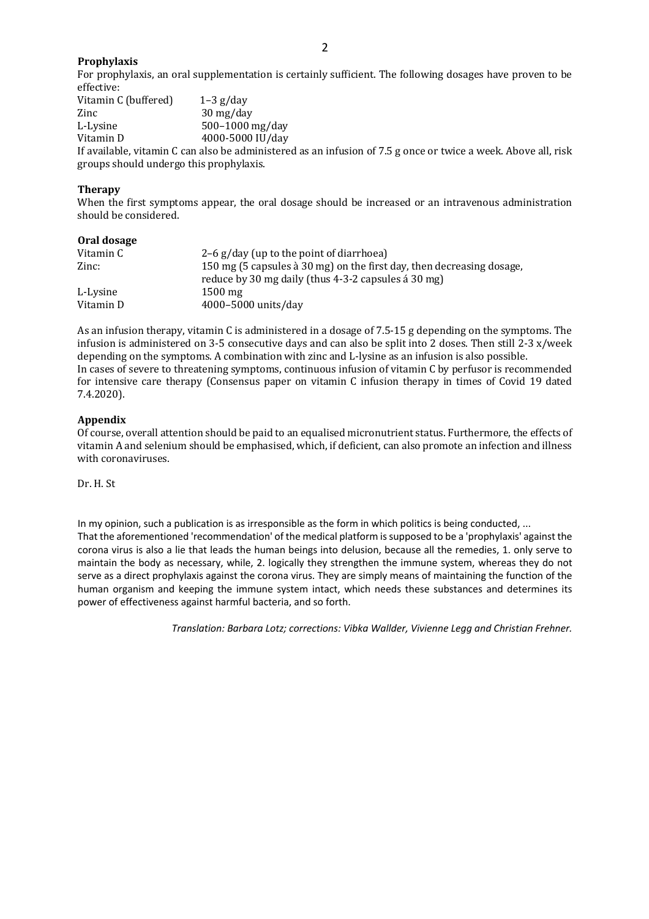**Prophylaxis**

For prophylaxis, an oral supplementation is certainly sufficient. The following dosages have proven to be effective:

| | |
|---|---|
| Vitamin C (buffered) | 1–3 g/day |
| Zinc | 30 mg/day |
| L-Lysine | 500–1000 mg/day |
| Vitamin D | 4000-5000 IU/day |

If available, vitamin C can also be administered as an infusion of 7.5 g once or twice a week. Above all, risk groups should undergo this prophylaxis.

**Therapy**

When the first symptoms appear, the oral dosage should be increased or an intravenous administration should be considered.

**Oral dosage**

| | |
|---|---|
| Vitamin C | 2–6 g/day (up to the point of diarrhoea) |
| Zinc: | 150 mg (5 capsules à 30 mg) on the first day, then decreasing dosage, reduce by 30 mg daily (thus 4-3-2 capsules á 30 mg) |
| L-Lysine | 1500 mg |
| Vitamin D | 4000–5000 units/day |

As an infusion therapy, vitamin C is administered in a dosage of 7.5-15 g depending on the symptoms. The infusion is administered on 3-5 consecutive days and can also be split into 2 doses. Then still 2-3 x/week depending on the symptoms. A combination with zinc and L-lysine as an infusion is also possible.
In cases of severe to threatening symptoms, continuous infusion of vitamin C by perfusor is recommended for intensive care therapy (Consensus paper on vitamin C infusion therapy in times of Covid 19 dated 7.4.2020).

**Appendix**

Of course, overall attention should be paid to an equalised micronutrient status. Furthermore, the effects of vitamin A and selenium should be emphasised, which, if deficient, can also promote an infection and illness with coronaviruses.

Dr. H. St

In my opinion, such a publication is as irresponsible as the form in which politics is being conducted, ...
That the aforementioned 'recommendation' of the medical platform is supposed to be a 'prophylaxis' against the corona virus is also a lie that leads the human beings into delusion, because all the remedies, 1. only serve to maintain the body as necessary, while, 2. logically they strengthen the immune system, whereas they do not serve as a direct prophylaxis against the corona virus. They are simply means of maintaining the function of the human organism and keeping the immune system intact, which needs these substances and determines its power of effectiveness against harmful bacteria, and so forth.

*Translation: Barbara Lotz; corrections: Vibka Wallder, Vivienne Legg and Christian Frehner.*